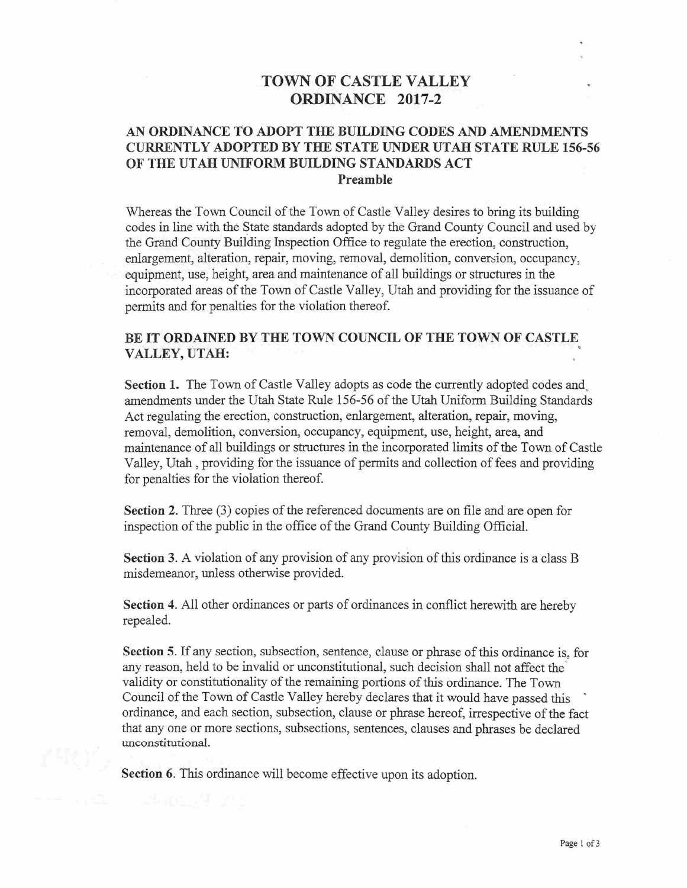# TOWN OF CASTLE VALLEY
# ORDINANCE 2017-2

## AN ORDINANCE TO ADOPT THE BUILDING CODES AND AMENDMENTS CURRENTLY ADOPTED BY THE STATE UNDER UTAH STATE RULE 156-56 OF THE UTAH UNIFORM BUILDING STANDARDS ACT

### Preamble

Whereas the Town Council of the Town of Castle Valley desires to bring its building codes in line with the State standards adopted by the Grand County Council and used by the Grand County Building Inspection Office to regulate the erection, construction, enlargement, alteration, repair, moving, removal, demolition, conversion, occupancy, equipment, use, height, area and maintenance of all buildings or structures in the incorporated areas of the Town of Castle Valley, Utah and providing for the issuance of permits and for penalties for the violation thereof.

**BE IT ORDAINED BY THE TOWN COUNCIL OF THE TOWN OF CASTLE VALLEY, UTAH:**

**Section 1.** The Town of Castle Valley adopts as code the currently adopted codes and amendments under the Utah State Rule 156-56 of the Utah Uniform Building Standards Act regulating the erection, construction, enlargement, alteration, repair, moving, removal, demolition, conversion, occupancy, equipment, use, height, area, and maintenance of all buildings or structures in the incorporated limits of the Town of Castle Valley, Utah , providing for the issuance of permits and collection of fees and providing for penalties for the violation thereof.

**Section 2.** Three (3) copies of the referenced documents are on file and are open for inspection of the public in the office of the Grand County Building Official.

**Section 3.** A violation of any provision of any provision of this ordinance is a class B misdemeanor, unless otherwise provided.

**Section 4.** All other ordinances or parts of ordinances in conflict herewith are hereby repealed.

**Section 5.** If any section, subsection, sentence, clause or phrase of this ordinance is, for any reason, held to be invalid or unconstitutional, such decision shall not affect the validity or constitutionality of the remaining portions of this ordinance. The Town Council of the Town of Castle Valley hereby declares that it would have passed this ordinance, and each section, subsection, clause or phrase hereof, irrespective of the fact that any one or more sections, subsections, sentences, clauses and phrases be declared unconstitutional.

**Section 6.** This ordinance will become effective upon its adoption.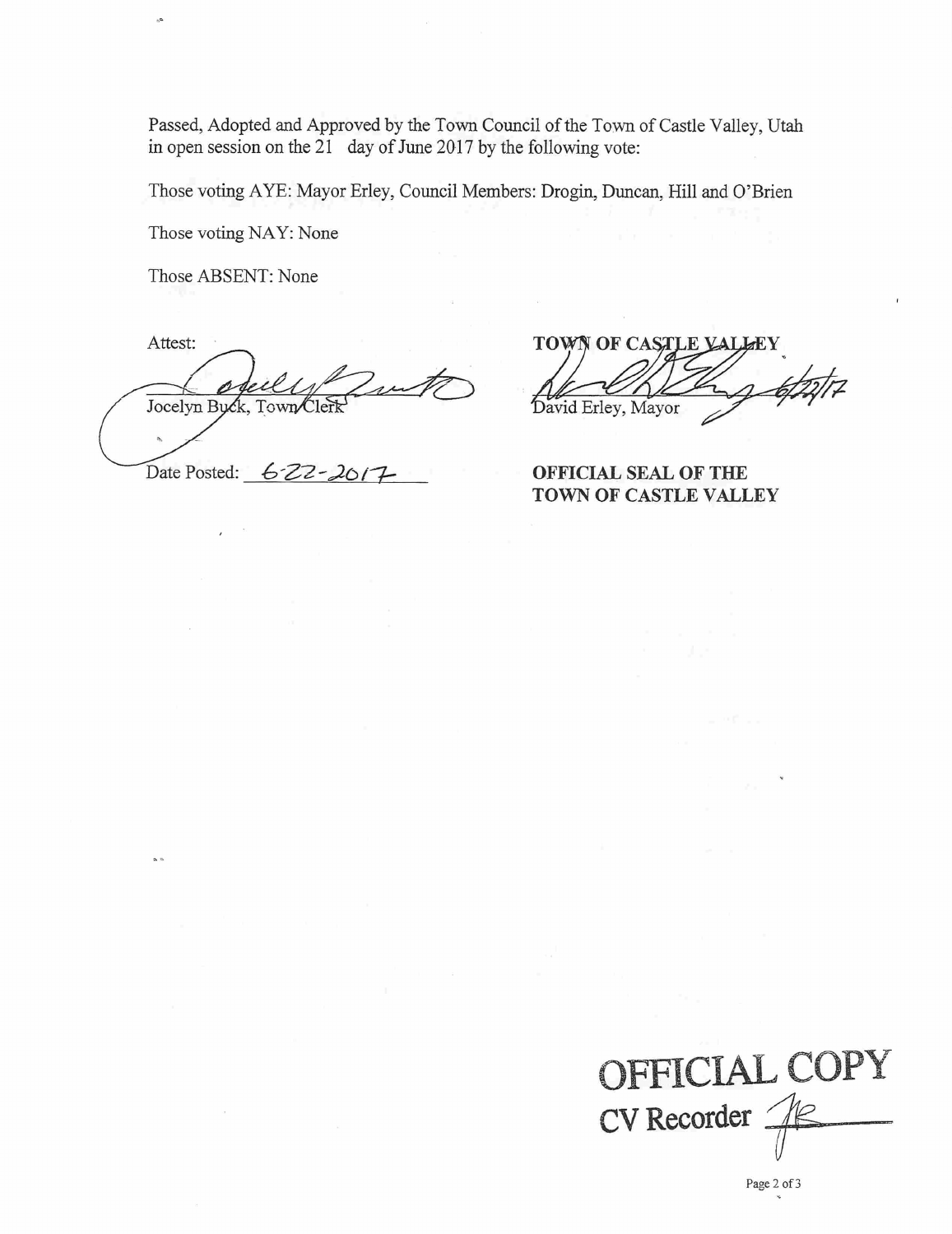Passed, Adopted and Approved by the Town Council of the Town of Castle Valley, Utah in open session on the 21 day of June 2017 by the following vote:

Those voting AYE: Mayor Erley, Council Members: Drogin, Duncan, Hill and O'Brien

Those voting NAY: None

Those ABSENT: None

Attest:

Jocelyn Buck, Town Clerk

Date Posted: 6-22-2017

**TOWN OF CASTLE VALLEY**

David Erley, Mayor 6/22/17

**OFFICIAL SEAL OF THE TOWN OF CASTLE VALLEY**

**OFFICIAL COPY**
**CV Recorder**